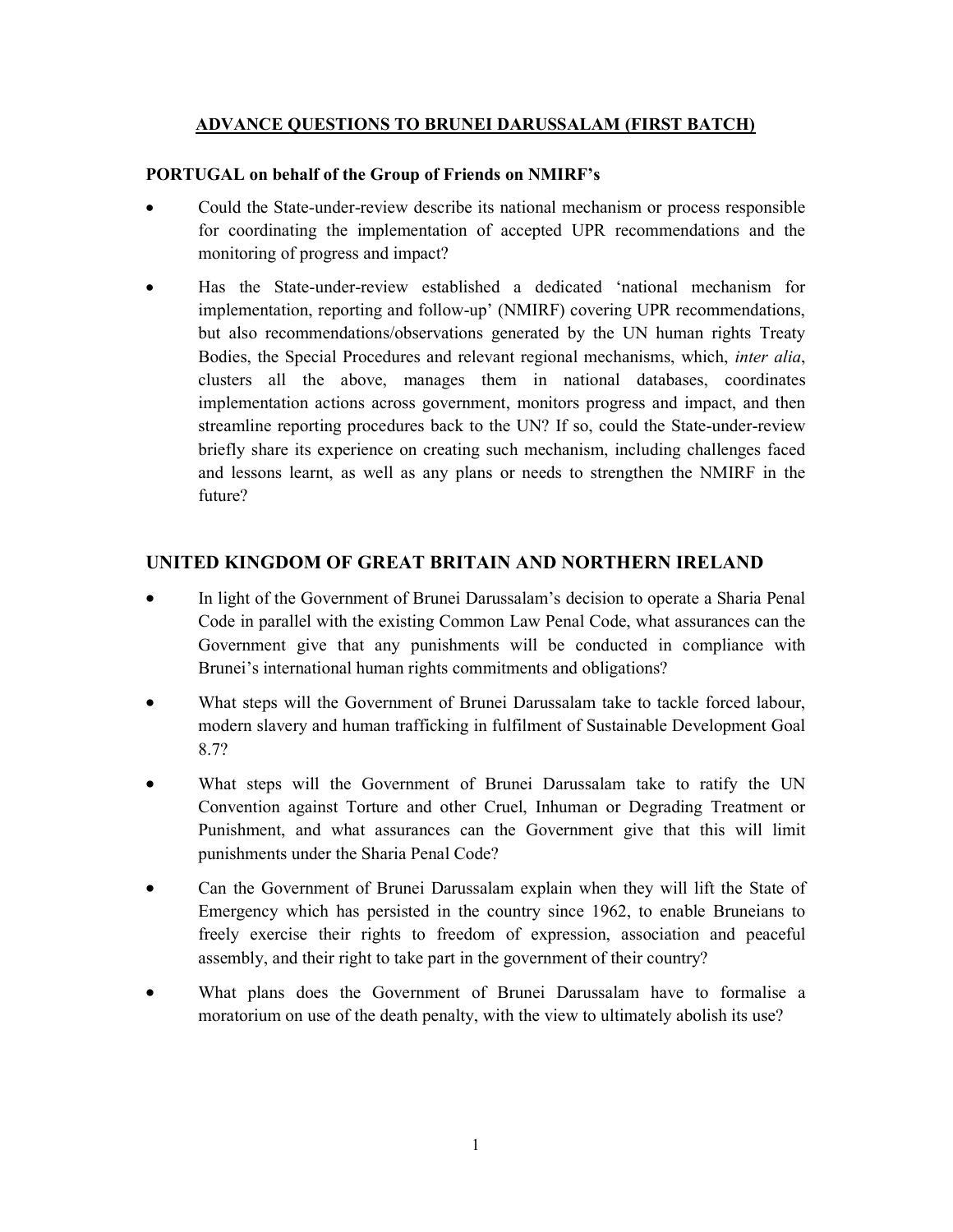# ADVANCE QUESTIONS TO BRUNEI DARUSSALAM (FIRST BATCH)

**PORTUGAL on behalf of the Group of Friends on NMIRF's**

- Could the State-under-review describe its national mechanism or process responsible for coordinating the implementation of accepted UPR recommendations and the monitoring of progress and impact?
- Has the State-under-review established a dedicated 'national mechanism for implementation, reporting and follow-up' (NMIRF) covering UPR recommendations, but also recommendations/observations generated by the UN human rights Treaty Bodies, the Special Procedures and relevant regional mechanisms, which, *inter alia*, clusters all the above, manages them in national databases, coordinates implementation actions across government, monitors progress and impact, and then streamline reporting procedures back to the UN? If so, could the State-under-review briefly share its experience on creating such mechanism, including challenges faced and lessons learnt, as well as any plans or needs to strengthen the NMIRF in the future?

## UNITED KINGDOM OF GREAT BRITAIN AND NORTHERN IRELAND

- In light of the Government of Brunei Darussalam's decision to operate a Sharia Penal Code in parallel with the existing Common Law Penal Code, what assurances can the Government give that any punishments will be conducted in compliance with Brunei's international human rights commitments and obligations?
- What steps will the Government of Brunei Darussalam take to tackle forced labour, modern slavery and human trafficking in fulfilment of Sustainable Development Goal 8.7?
- What steps will the Government of Brunei Darussalam take to ratify the UN Convention against Torture and other Cruel, Inhuman or Degrading Treatment or Punishment, and what assurances can the Government give that this will limit punishments under the Sharia Penal Code?
- Can the Government of Brunei Darussalam explain when they will lift the State of Emergency which has persisted in the country since 1962, to enable Bruneians to freely exercise their rights to freedom of expression, association and peaceful assembly, and their right to take part in the government of their country?
- What plans does the Government of Brunei Darussalam have to formalise a moratorium on use of the death penalty, with the view to ultimately abolish its use?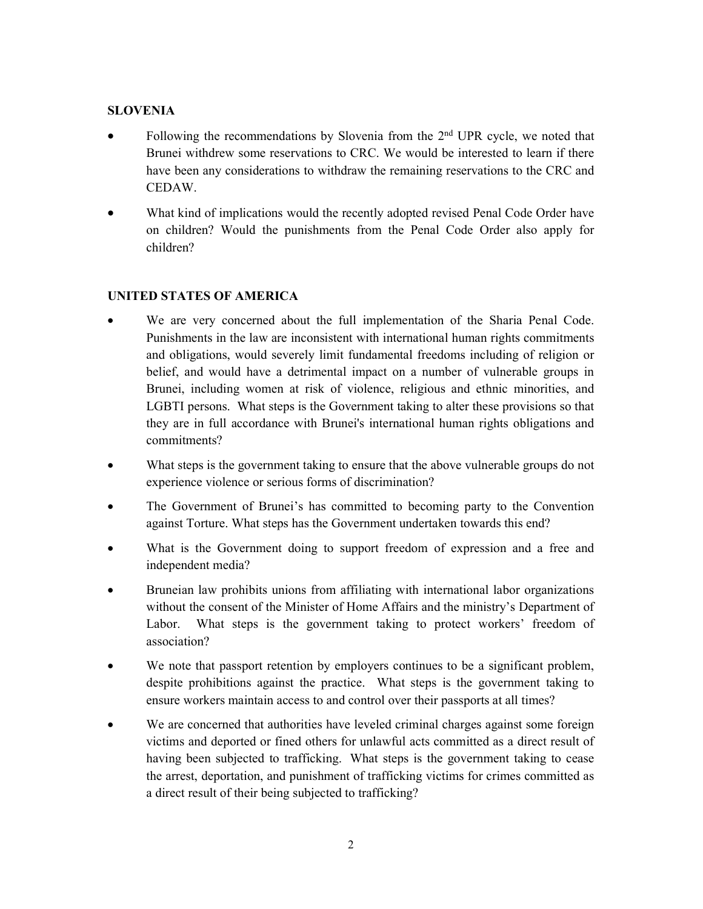**SLOVENIA**

- Following the recommendations by Slovenia from the 2nd UPR cycle, we noted that Brunei withdrew some reservations to CRC. We would be interested to learn if there have been any considerations to withdraw the remaining reservations to the CRC and CEDAW.
- What kind of implications would the recently adopted revised Penal Code Order have on children? Would the punishments from the Penal Code Order also apply for children?

**UNITED STATES OF AMERICA**

- We are very concerned about the full implementation of the Sharia Penal Code. Punishments in the law are inconsistent with international human rights commitments and obligations, would severely limit fundamental freedoms including of religion or belief, and would have a detrimental impact on a number of vulnerable groups in Brunei, including women at risk of violence, religious and ethnic minorities, and LGBTI persons. What steps is the Government taking to alter these provisions so that they are in full accordance with Brunei's international human rights obligations and commitments?
- What steps is the government taking to ensure that the above vulnerable groups do not experience violence or serious forms of discrimination?
- The Government of Brunei's has committed to becoming party to the Convention against Torture. What steps has the Government undertaken towards this end?
- What is the Government doing to support freedom of expression and a free and independent media?
- Bruneian law prohibits unions from affiliating with international labor organizations without the consent of the Minister of Home Affairs and the ministry's Department of Labor. What steps is the government taking to protect workers' freedom of association?
- We note that passport retention by employers continues to be a significant problem, despite prohibitions against the practice. What steps is the government taking to ensure workers maintain access to and control over their passports at all times?
- We are concerned that authorities have leveled criminal charges against some foreign victims and deported or fined others for unlawful acts committed as a direct result of having been subjected to trafficking. What steps is the government taking to cease the arrest, deportation, and punishment of trafficking victims for crimes committed as a direct result of their being subjected to trafficking?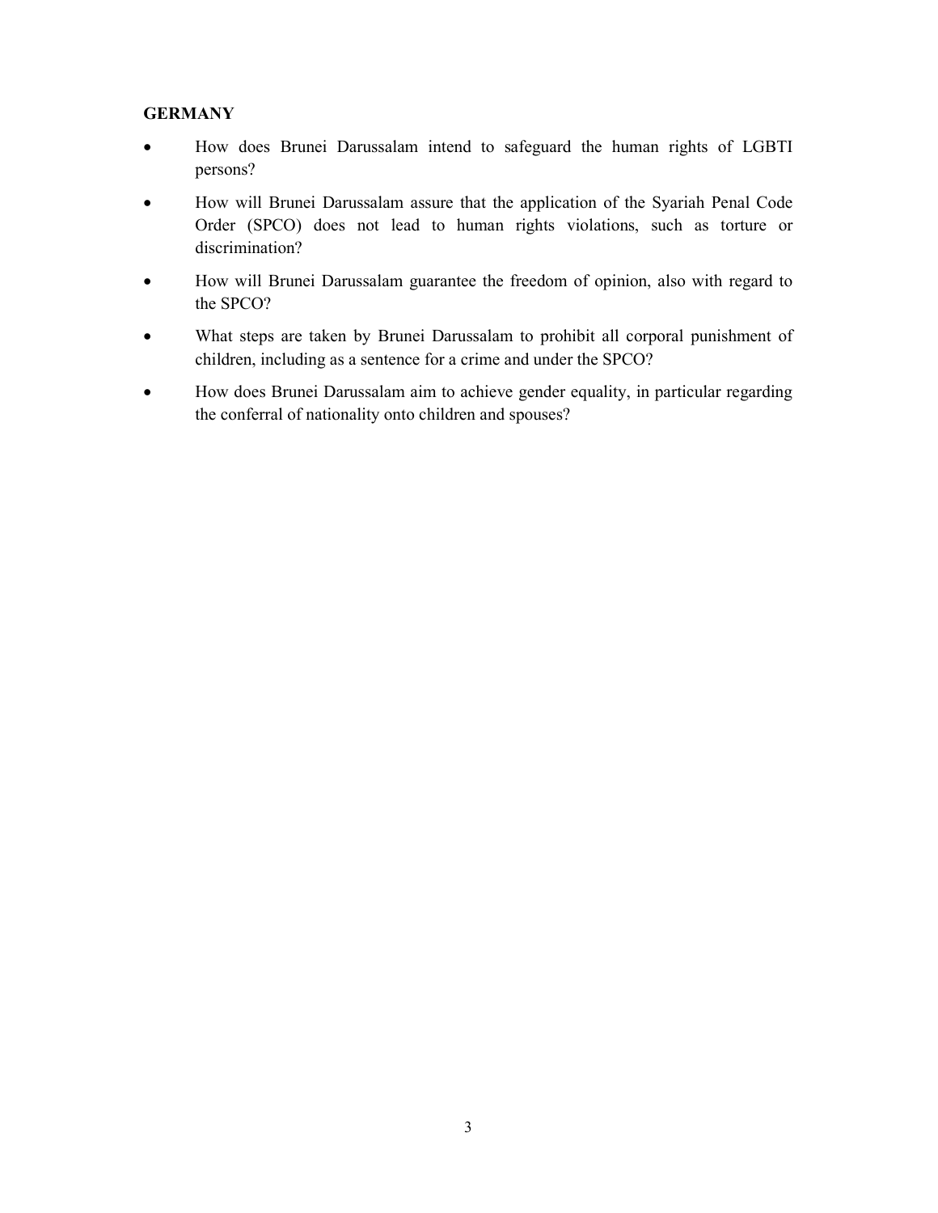**GERMANY**

- How does Brunei Darussalam intend to safeguard the human rights of LGBTI persons?
- How will Brunei Darussalam assure that the application of the Syariah Penal Code Order (SPCO) does not lead to human rights violations, such as torture or discrimination?
- How will Brunei Darussalam guarantee the freedom of opinion, also with regard to the SPCO?
- What steps are taken by Brunei Darussalam to prohibit all corporal punishment of children, including as a sentence for a crime and under the SPCO?
- How does Brunei Darussalam aim to achieve gender equality, in particular regarding the conferral of nationality onto children and spouses?